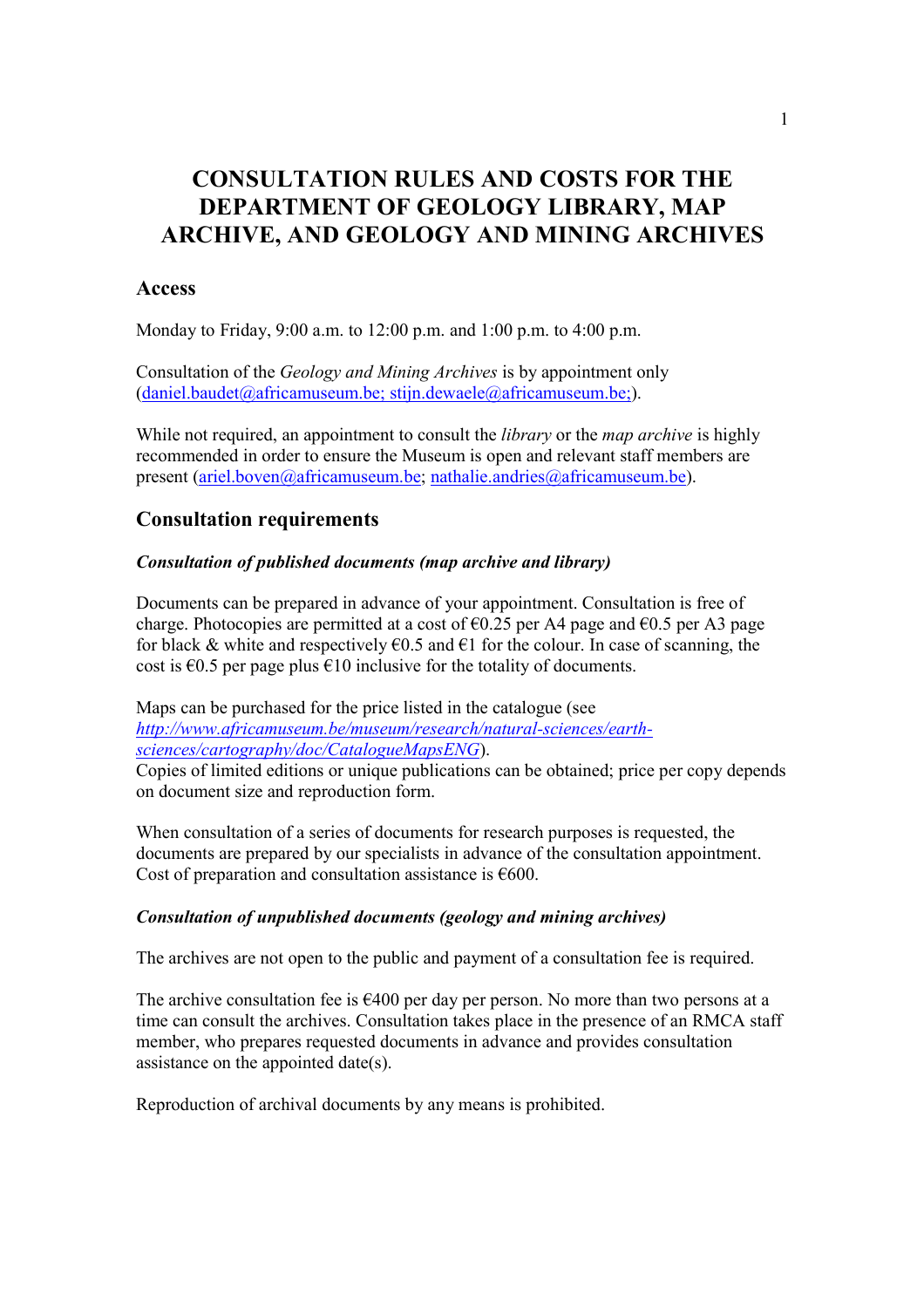# CONSULTATION RULES AND COSTS FOR THE DEPARTMENT OF GEOLOGY LIBRARY, MAP ARCHIVE, AND GEOLOGY AND MINING ARCHIVES

## Access

Monday to Friday, 9:00 a.m. to 12:00 p.m. and 1:00 p.m. to 4:00 p.m.

Consultation of the *Geology and Mining Archives* is by appointment only (daniel.baudet@africamuseum.be; stijn.dewaele@africamuseum.be;).

While not required, an appointment to consult the *library* or the *map archive* is highly recommended in order to ensure the Museum is open and relevant staff members are present (ariel.boven@africamuseum.be; nathalie.andries@africamuseum.be).

## Consultation requirements

### *Consultation of published documents (map archive and library)*

Documents can be prepared in advance of your appointment. Consultation is free of charge. Photocopies are permitted at a cost of €0.25 per A4 page and €0.5 per A3 page for black & white and respectively €0.5 and €1 for the colour. In case of scanning, the cost is €0.5 per page plus €10 inclusive for the totality of documents.

Maps can be purchased for the price listed in the catalogue (see *http://www.africamuseum.be/museum/research/natural-sciences/earth-sciences/cartography/doc/CatalogueMapsENG*).
Copies of limited editions or unique publications can be obtained; price per copy depends on document size and reproduction form.

When consultation of a series of documents for research purposes is requested, the documents are prepared by our specialists in advance of the consultation appointment. Cost of preparation and consultation assistance is €600.

### *Consultation of unpublished documents (geology and mining archives)*

The archives are not open to the public and payment of a consultation fee is required.

The archive consultation fee is €400 per day per person. No more than two persons at a time can consult the archives. Consultation takes place in the presence of an RMCA staff member, who prepares requested documents in advance and provides consultation assistance on the appointed date(s).

Reproduction of archival documents by any means is prohibited.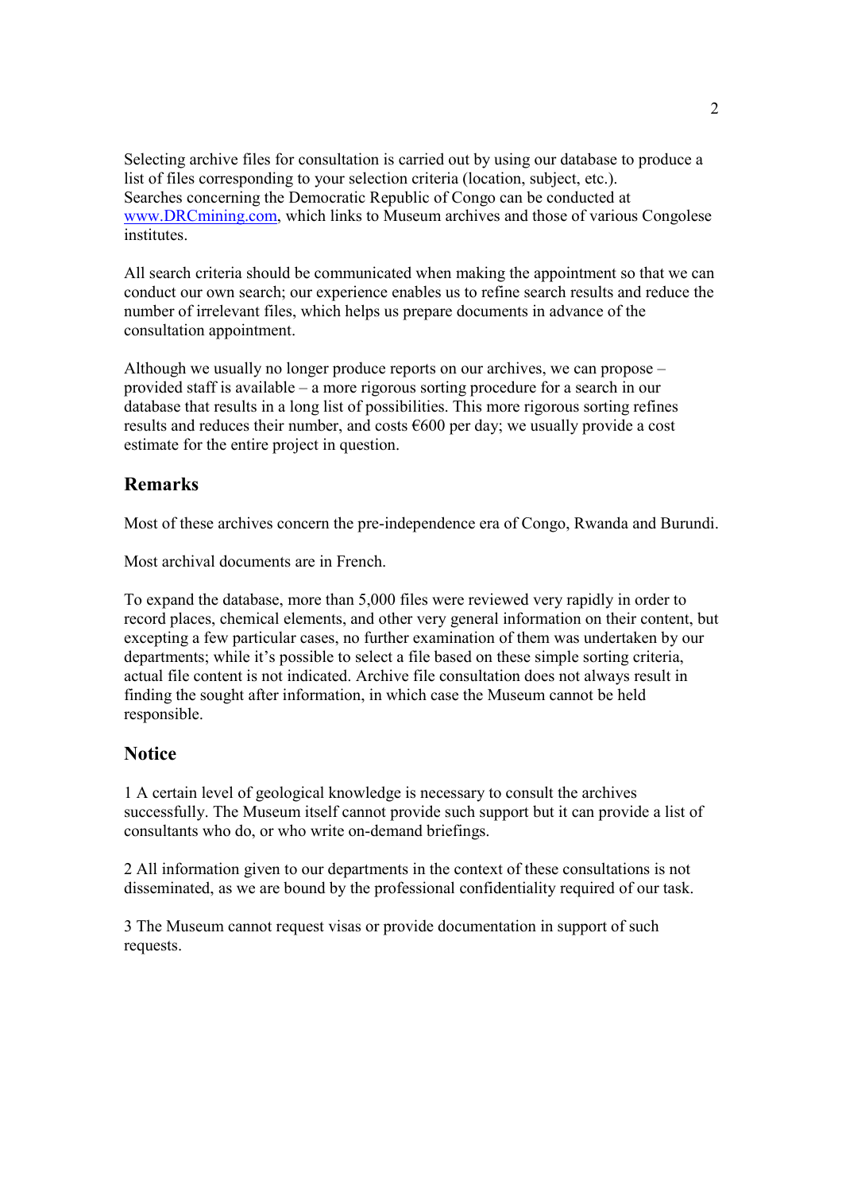Selecting archive files for consultation is carried out by using our database to produce a list of files corresponding to your selection criteria (location, subject, etc.).
Searches concerning the Democratic Republic of Congo can be conducted at [www.DRCmining.com](http://www.DRCmining.com), which links to Museum archives and those of various Congolese institutes.

All search criteria should be communicated when making the appointment so that we can conduct our own search; our experience enables us to refine search results and reduce the number of irrelevant files, which helps us prepare documents in advance of the consultation appointment.

Although we usually no longer produce reports on our archives, we can propose – provided staff is available – a more rigorous sorting procedure for a search in our database that results in a long list of possibilities. This more rigorous sorting refines results and reduces their number, and costs €600 per day; we usually provide a cost estimate for the entire project in question.

## Remarks

Most of these archives concern the pre-independence era of Congo, Rwanda and Burundi.

Most archival documents are in French.

To expand the database, more than 5,000 files were reviewed very rapidly in order to record places, chemical elements, and other very general information on their content, but excepting a few particular cases, no further examination of them was undertaken by our departments; while it's possible to select a file based on these simple sorting criteria, actual file content is not indicated. Archive file consultation does not always result in finding the sought after information, in which case the Museum cannot be held responsible.

## Notice

1 A certain level of geological knowledge is necessary to consult the archives successfully. The Museum itself cannot provide such support but it can provide a list of consultants who do, or who write on-demand briefings.

2 All information given to our departments in the context of these consultations is not disseminated, as we are bound by the professional confidentiality required of our task.

3 The Museum cannot request visas or provide documentation in support of such requests.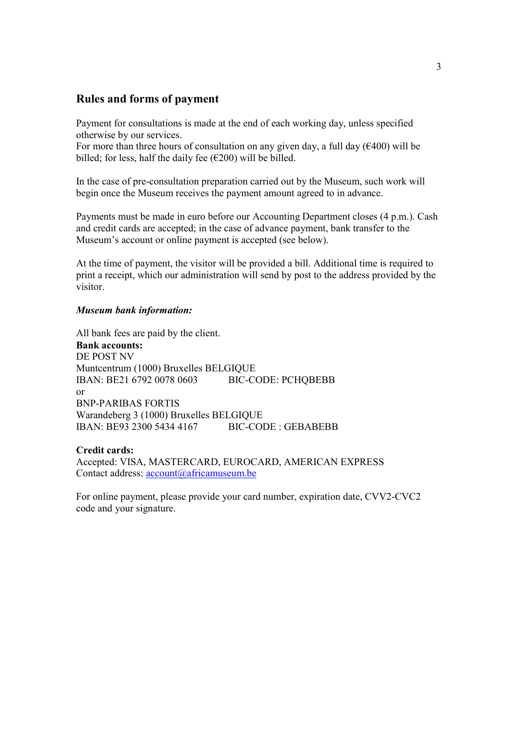## Rules and forms of payment

Payment for consultations is made at the end of each working day, unless specified otherwise by our services.
For more than three hours of consultation on any given day, a full day (€400) will be billed; for less, half the daily fee (€200) will be billed.

In the case of pre-consultation preparation carried out by the Museum, such work will begin once the Museum receives the payment amount agreed to in advance.

Payments must be made in euro before our Accounting Department closes (4 p.m.). Cash and credit cards are accepted; in the case of advance payment, bank transfer to the Museum's account or online payment is accepted (see below).

At the time of payment, the visitor will be provided a bill. Additional time is required to print a receipt, which our administration will send by post to the address provided by the visitor.

***Museum bank information:***

All bank fees are paid by the client.
**Bank accounts:**
DE POST NV
Muntcentrum (1000) Bruxelles BELGIQUE
IBAN: BE21 6792 0078 0603 BIC-CODE: PCHQBEBB
or
BNP-PARIBAS FORTIS
Warandeberg 3 (1000) Bruxelles BELGIQUE
IBAN: BE93 2300 5434 4167 BIC-CODE : GEBABEBB

**Credit cards:**
Accepted: VISA, MASTERCARD, EUROCARD, AMERICAN EXPRESS
Contact address: account@africamuseum.be

For online payment, please provide your card number, expiration date, CVV2-CVC2 code and your signature.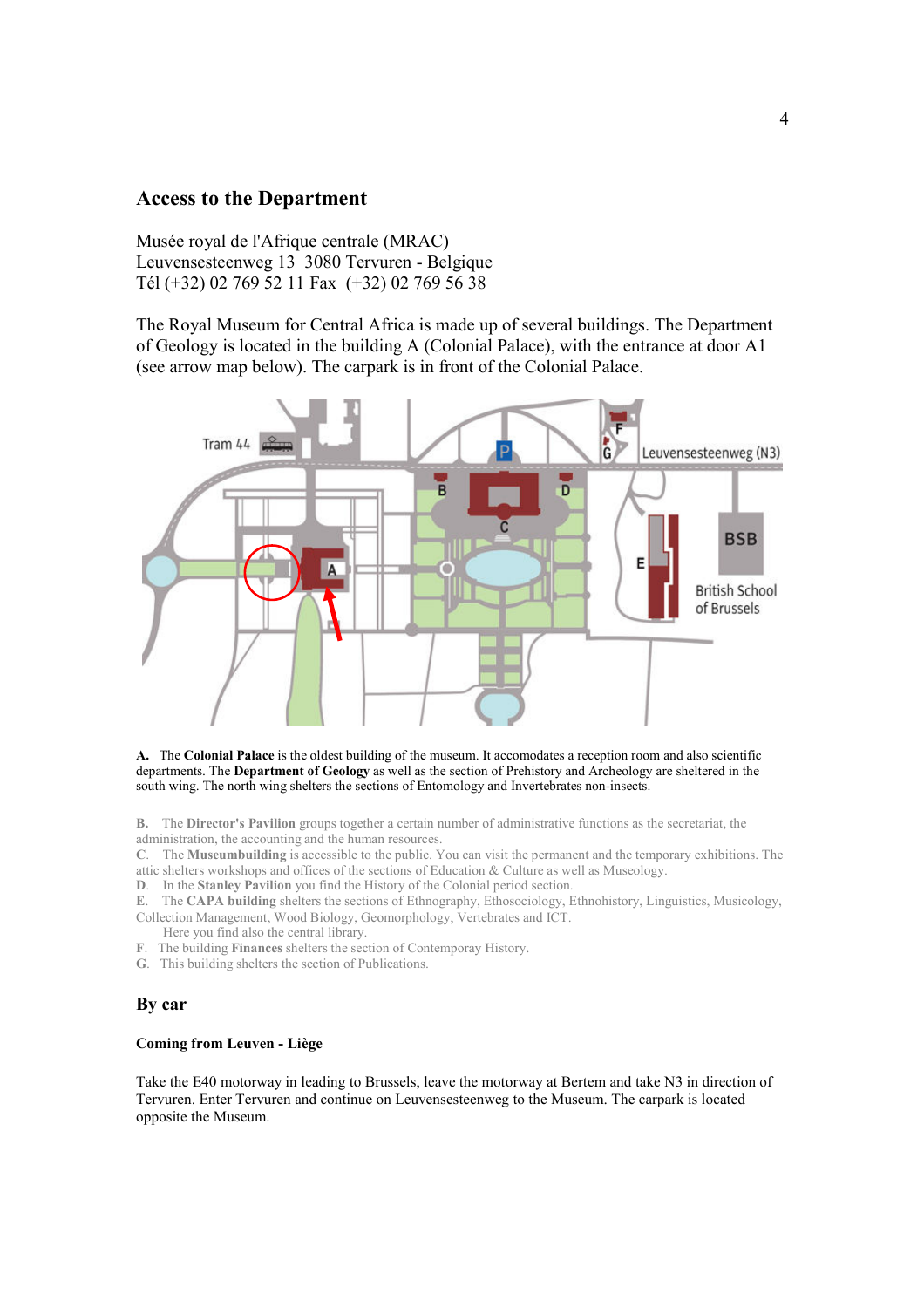## Access to the Department

Musée royal de l'Afrique centrale (MRAC)
Leuvensesteenweg 13  3080 Tervuren - Belgique
Tél (+32) 02 769 52 11 Fax  (+32) 02 769 56 38

The Royal Museum for Central Africa is made up of several buildings. The Department of Geology is located in the building A (Colonial Palace), with the entrance at door A1 (see arrow map below). The carpark is in front of the Colonial Palace.

**A.** The **Colonial Palace** is the oldest building of the museum. It accomodates a reception room and also scientific departments. The **Department of Geology** as well as the section of Prehistory and Archeology are sheltered in the south wing. The north wing shelters the sections of Entomology and Invertebrates non-insects.

**B.** The **Director's Pavilion** groups together a certain number of administrative functions as the secretariat, the administration, the accounting and the human resources.
C. The **Museumbuilding** is accessible to the public. You can visit the permanent and the temporary exhibitions. The attic shelters workshops and offices of the sections of Education & Culture as well as Museology.
D. In the **Stanley Pavilion** you find the History of the Colonial period section.
E. The **CAPA building** shelters the sections of Ethnography, Ethnosociology, Ethnohistory, Linguistics, Musicology, Collection Management, Wood Biology, Geomorphology, Vertebrates and ICT.
Here you find also the central library.
F. The building **Finances** shelters the section of Contemporay History.
G. This building shelters the section of Publications.

## By car

#### Coming from Leuven - Liège

Take the E40 motorway in leading to Brussels, leave the motorway at Bertem and take N3 in direction of Tervuren. Enter Tervuren and continue on Leuvensesteenweg to the Museum. The carpark is located opposite the Museum.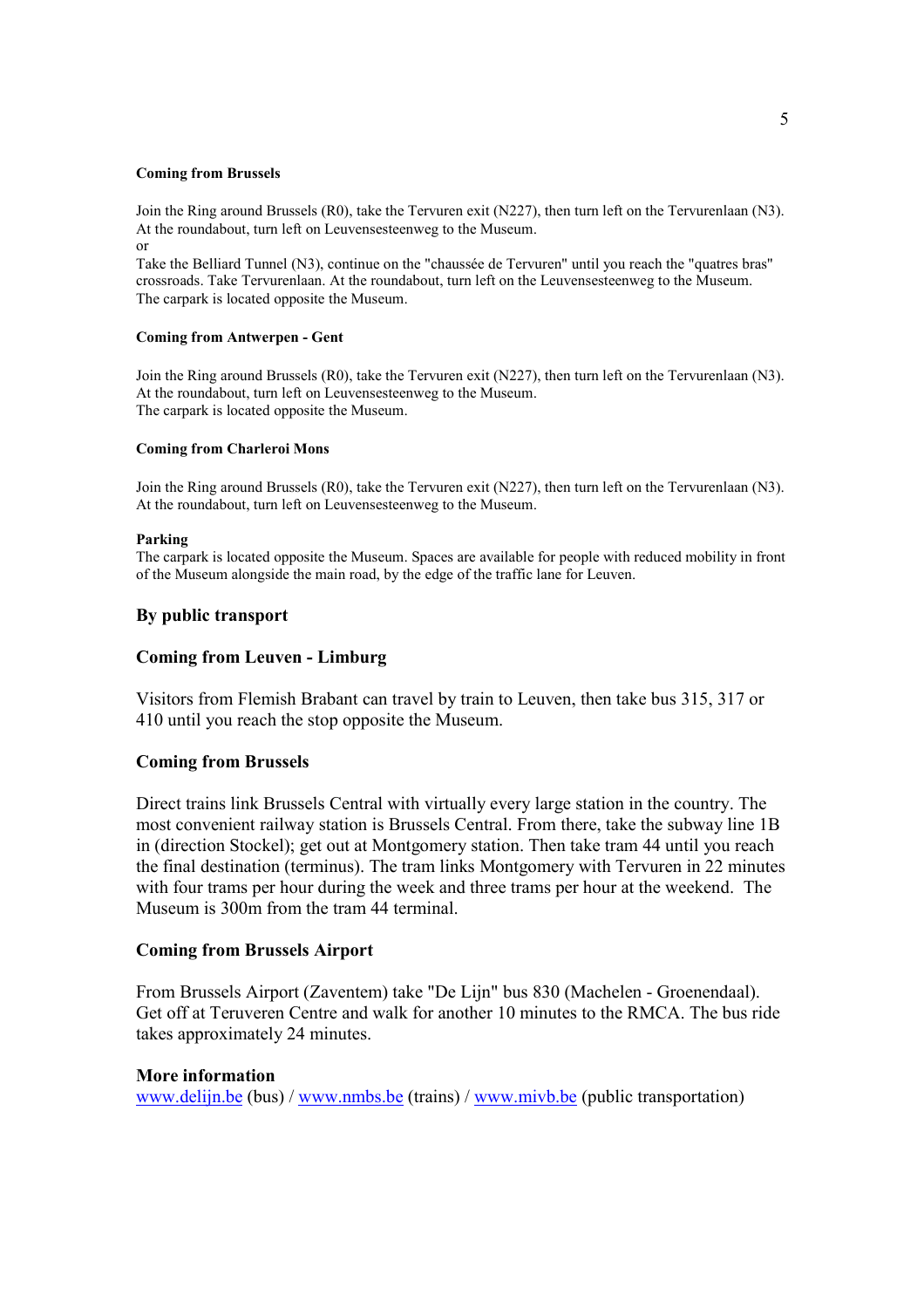#### Coming from Brussels

Join the Ring around Brussels (R0), take the Tervuren exit (N227), then turn left on the Tervurenlaan (N3). At the roundabout, turn left on Leuvensesteenweg to the Museum.
or
Take the Belliard Tunnel (N3), continue on the "chaussée de Tervuren" until you reach the "quatres bras" crossroads. Take Tervurenlaan. At the roundabout, turn left on the Leuvensesteenweg to the Museum.
The carpark is located opposite the Museum.

#### Coming from Antwerpen - Gent

Join the Ring around Brussels (R0), take the Tervuren exit (N227), then turn left on the Tervurenlaan (N3). At the roundabout, turn left on Leuvensesteenweg to the Museum.
The carpark is located opposite the Museum.

#### Coming from Charleroi Mons

Join the Ring around Brussels (R0), take the Tervuren exit (N227), then turn left on the Tervurenlaan (N3). At the roundabout, turn left on Leuvensesteenweg to the Museum.

#### Parking

The carpark is located opposite the Museum. Spaces are available for people with reduced mobility in front of the Museum alongside the main road, by the edge of the traffic lane for Leuven.

### By public transport

### Coming from Leuven - Limburg

Visitors from Flemish Brabant can travel by train to Leuven, then take bus 315, 317 or 410 until you reach the stop opposite the Museum.

### Coming from Brussels

Direct trains link Brussels Central with virtually every large station in the country. The most convenient railway station is Brussels Central. From there, take the subway line 1B in (direction Stockel); get out at Montgomery station. Then take tram 44 until you reach the final destination (terminus). The tram links Montgomery with Tervuren in 22 minutes with four trams per hour during the week and three trams per hour at the weekend. The Museum is 300m from the tram 44 terminal.

### Coming from Brussels Airport

From Brussels Airport (Zaventem) take "De Lijn" bus 830 (Machelen - Groenendaal). Get off at Teruveren Centre and walk for another 10 minutes to the RMCA. The bus ride takes approximately 24 minutes.

### More information

www.delijn.be (bus) / www.nmbs.be (trains) / www.mivb.be (public transportation)